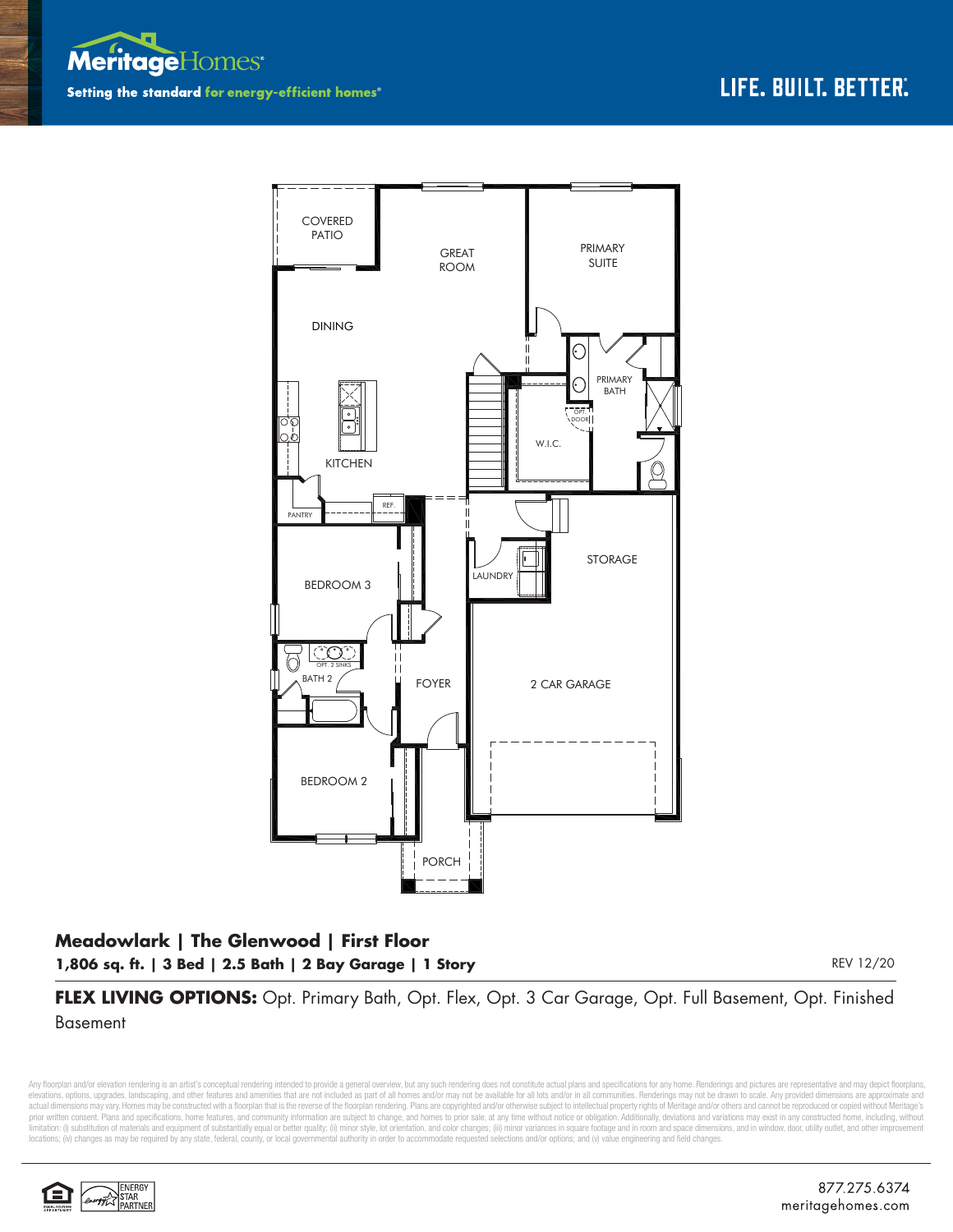Meritage Homes

Setting the standard for energy-efficient homes®

LIFE. BUILT. BETTER.®

COVERED PATIO

GREAT ROOM

PRIMARY SUITE

DINING

PRIMARY BATH

OPT. DOOR

W.I.C.

KITCHEN

REF.

PANTRY

STORAGE

BEDROOM 3

LAUNDRY

OPT. 2 SINKS

BATH 2

FOYER

2 CAR GARAGE

BEDROOM 2

PORCH

## Meadowlark | The Glenwood | First Floor

**1,806 sq. ft. | 3 Bed | 2.5 Bath | 2 Bay Garage | 1 Story**

REV 12/20

**FLEX LIVING OPTIONS:** Opt. Primary Bath, Opt. Flex, Opt. 3 Car Garage, Opt. Full Basement, Opt. Finished Basement

Any floorplan and/or elevation rendering is an artist's conceptual rendering intended to provide a general overview, but any such rendering does not constitute actual plans and specifications for any home. Renderings and pictures are representative and may depict floorplans, elevations, options, upgrades, landscaping, and other features and amenities that are not included as part of all homes and/or may not be available for all lots and/or in all communities. Renderings may not be drawn to scale. Any provided dimensions are approximate and actual dimensions may vary. Homes may be constructed with a floorplan that is the reverse of the floorplan rendering. Plans are copyrighted and/or otherwise subject to intellectual property rights of Meritage and/or others and cannot be reproduced or copied without Meritage's prior written consent. Plans and specifications, home features, and community information are subject to change, and homes to prior sale, at any time without notice or obligation. Additionally, deviations and variations may exist in any constructed home, including, without limitation: (i) substitution of materials and equipment of substantially equal or better quality; (ii) minor style, lot orientation, and color changes; (iii) minor variances in square footage and in room and space dimensions, and in window, door, utility outlet, and other improvement locations; (iv) changes as may be required by any state, federal, county, or local governmental authority in order to accommodate requested selections and/or options; and (v) value engineering and field changes.

ENERGY STAR PARTNER

877.275.6374
meritagehomes.com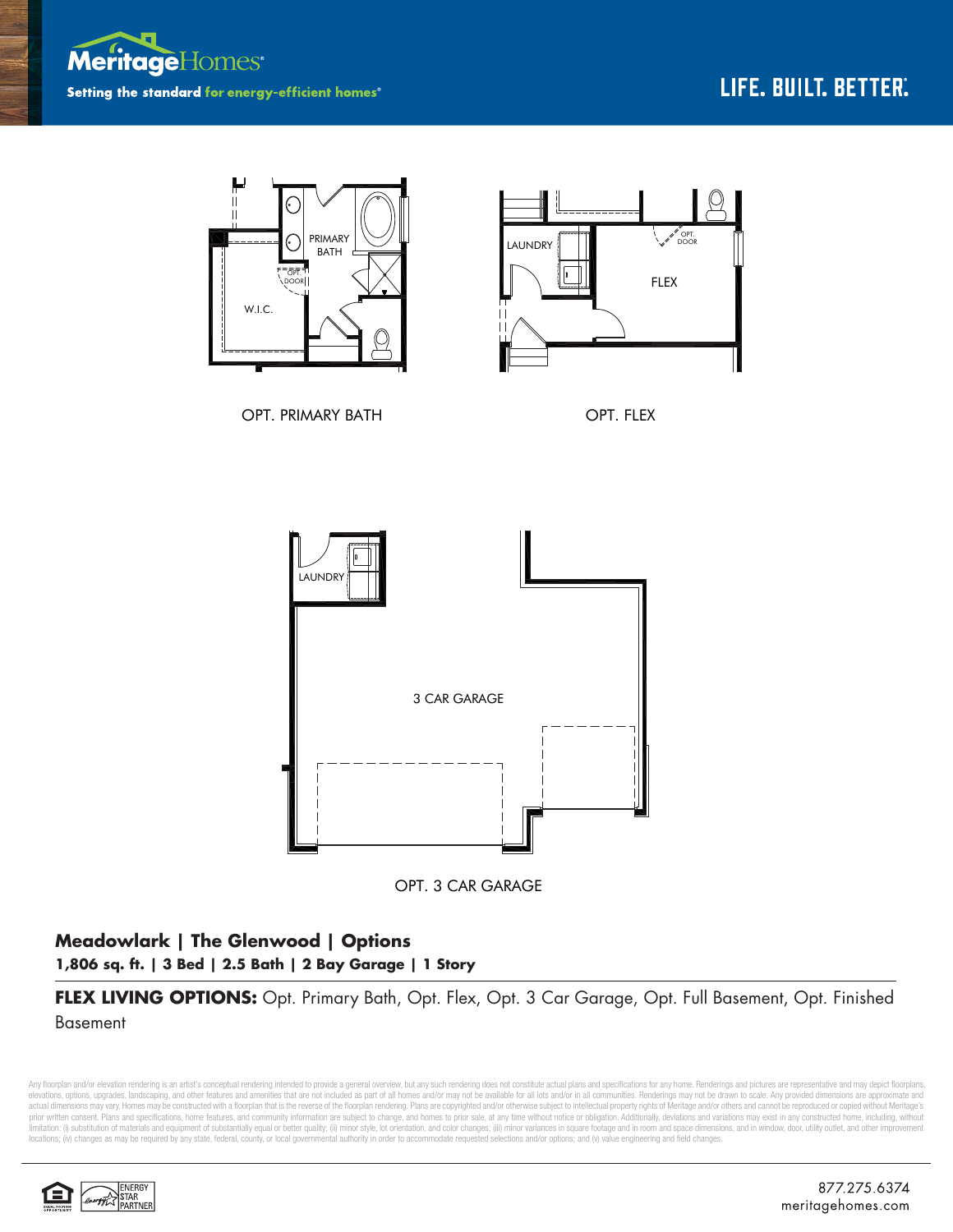OPT. PRIMARY BATH

OPT. FLEX

OPT. 3 CAR GARAGE

## Meadowlark | The Glenwood | Options

**1,806 sq. ft. | 3 Bed | 2.5 Bath | 2 Bay Garage | 1 Story**

**FLEX LIVING OPTIONS:** Opt. Primary Bath, Opt. Flex, Opt. 3 Car Garage, Opt. Full Basement, Opt. Finished Basement

Any floorplan and/or elevation rendering is an artist's conceptual rendering intended to provide a general overview, but any such rendering does not constitute actual plans and specifications for any home. Renderings and pictures are representative and may depict floorplans, elevations, options, upgrades, landscaping, and other features and amenities that are not included as part of all homes and/or may not be available for all lots and/or in all communities. Renderings may not be drawn to scale. Any provided dimensions are approximate and actual dimensions may vary. Homes may be constructed with a floorplan that is the reverse of the floorplan rendering. Plans are copyrighted and/or otherwise subject to intellectual property rights of Meritage and/or others and cannot be reproduced or copied without Meritage's prior written consent. Plans and specifications, home features, and community information are subject to change, and homes to prior sale, at any time without notice or obligation. Additionally, deviations and variations may exist in any constructed home, including, without limitation: (i) substitution of materials and equipment of substantially equal or better quality; (ii) minor style, lot orientation, and color changes; (iii) minor variances in square footage and in room and space dimensions, and in window, door, utility outlet, and other improvement locations; (iv) changes as may be required by any state, federal, county, or local governmental authority in order to accommodate requested selections and/or options; and (v) value engineering and field changes.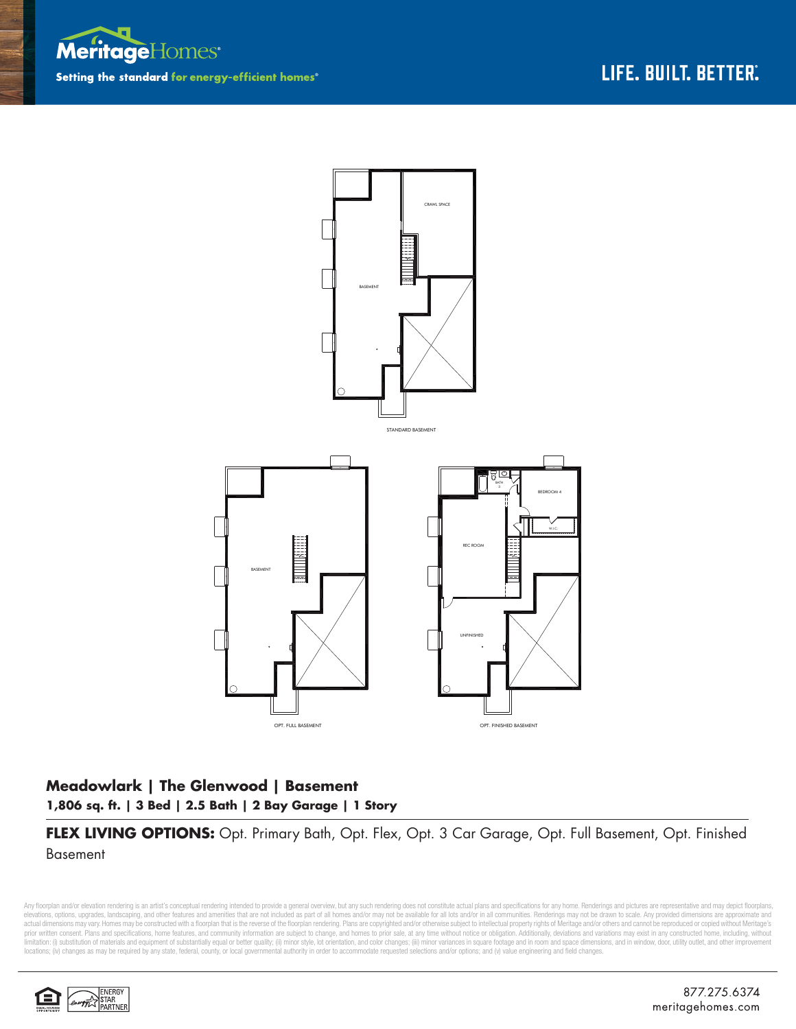Meritage Homes

Setting the standard for energy-efficient homes®

LIFE. BUILT. BETTER.

CRAWL SPACE

BASEMENT

STANDARD BASEMENT

BASEMENT

OPT. FULL BASEMENT

BATH 3

BEDROOM 4

W.I.C.

REC ROOM

UNFINISHED

OPT. FINISHED BASEMENT

## Meadowlark | The Glenwood | Basement

**1,806 sq. ft. | 3 Bed | 2.5 Bath | 2 Bay Garage | 1 Story**

**FLEX LIVING OPTIONS:** Opt. Primary Bath, Opt. Flex, Opt. 3 Car Garage, Opt. Full Basement, Opt. Finished Basement

Any floorplan and/or elevation rendering is an artist's conceptual rendering intended to provide a general overview, but any such rendering does not constitute actual plans and specifications for any home. Renderings and pictures are representative and may depict floorplans, elevations, options, upgrades, landscaping, and other features and amenities that are not included as part of all homes and/or may not be available for all lots and/or in all communities. Renderings may not be drawn to scale. Any provided dimensions are approximate and actual dimensions may vary. Homes may be constructed with a floorplan that is the reverse of the floorplan rendering. Plans are copyrighted and/or otherwise subject to intellectual property rights of Meritage and/or others and cannot be reproduced or copied without Meritage's prior written consent. Plans and specifications, home features, and community information are subject to change, and homes to prior sale, at any time without notice or obligation. Additionally, deviations and variations may exist in any constructed home, including, without limitation: (i) substitution of materials and equipment of substantially equal or better quality; (ii) minor style, lot orientation, and color changes; (iii) minor variances in square footage and in room and space dimensions, and in window, door, utility outlet, and other improvement locations; (iv) changes as may be required by any state, federal, county, or local governmental authority in order to accommodate requested selections and/or options; and (v) value engineering and field changes.

ENERGY STAR PARTNER

877.275.6374

meritagehomes.com